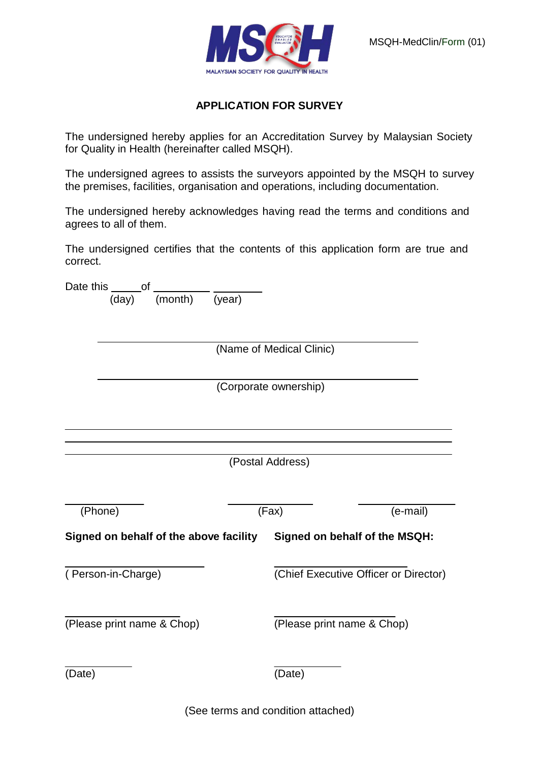MSQH-MedClin/Form (01)

## APPLICATION FOR SURVEY

The undersigned hereby applies for an Accreditation Survey by Malaysian Society for Quality in Health (hereinafter called MSQH).

The undersigned agrees to assists the surveyors appointed by the MSQH to survey the premises, facilities, organisation and operations, including documentation.

The undersigned hereby acknowledges having read the terms and conditions and agrees to all of them.

The undersigned certifies that the contents of this application form are true and correct.

Date this _____ of __________ _________
(day) (month) (year)

______________________________________________
(Name of Medical Clinic)

______________________________________________
(Corporate ownership)

______________________________________________
______________________________________________
______________________________________________
(Postal Address)

______________ ______________ ______________
(Phone) (Fax) (e-mail)

| **Signed on behalf of the above facility** | **Signed on behalf of the MSQH:** |
|---|---|
| ______________________ | ______________________ |
| ( Person-in-Charge) | (Chief Executive Officer or Director) |
| ______________________ | ______________________ |
| (Please print name & Chop) | (Please print name & Chop) |
| ____________ | ____________ |
| (Date) | (Date) |

(See terms and condition attached)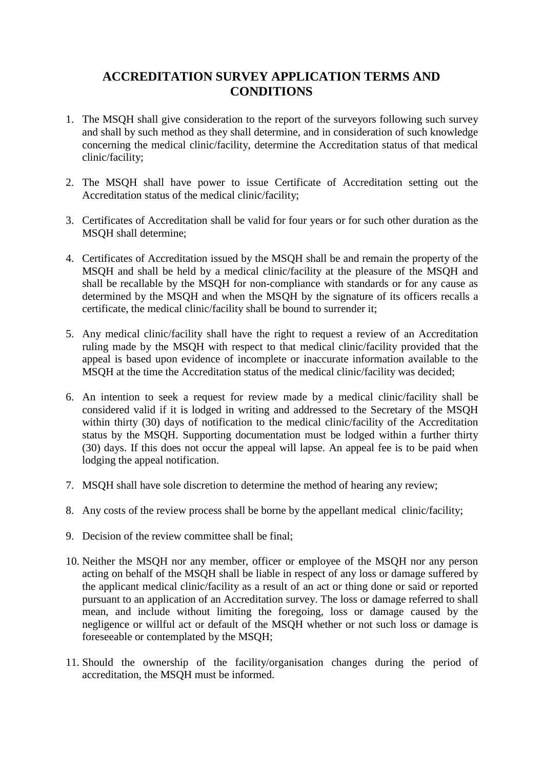# ACCREDITATION SURVEY APPLICATION TERMS AND CONDITIONS

1. The MSQH shall give consideration to the report of the surveyors following such survey and shall by such method as they shall determine, and in consideration of such knowledge concerning the medical clinic/facility, determine the Accreditation status of that medical clinic/facility;

2. The MSQH shall have power to issue Certificate of Accreditation setting out the Accreditation status of the medical clinic/facility;

3. Certificates of Accreditation shall be valid for four years or for such other duration as the MSQH shall determine;

4. Certificates of Accreditation issued by the MSQH shall be and remain the property of the MSQH and shall be held by a medical clinic/facility at the pleasure of the MSQH and shall be recallable by the MSQH for non-compliance with standards or for any cause as determined by the MSQH and when the MSQH by the signature of its officers recalls a certificate, the medical clinic/facility shall be bound to surrender it;

5. Any medical clinic/facility shall have the right to request a review of an Accreditation ruling made by the MSQH with respect to that medical clinic/facility provided that the appeal is based upon evidence of incomplete or inaccurate information available to the MSQH at the time the Accreditation status of the medical clinic/facility was decided;

6. An intention to seek a request for review made by a medical clinic/facility shall be considered valid if it is lodged in writing and addressed to the Secretary of the MSQH within thirty (30) days of notification to the medical clinic/facility of the Accreditation status by the MSQH. Supporting documentation must be lodged within a further thirty (30) days. If this does not occur the appeal will lapse. An appeal fee is to be paid when lodging the appeal notification.

7. MSQH shall have sole discretion to determine the method of hearing any review;

8. Any costs of the review process shall be borne by the appellant medical clinic/facility;

9. Decision of the review committee shall be final;

10. Neither the MSQH nor any member, officer or employee of the MSQH nor any person acting on behalf of the MSQH shall be liable in respect of any loss or damage suffered by the applicant medical clinic/facility as a result of an act or thing done or said or reported pursuant to an application of an Accreditation survey. The loss or damage referred to shall mean, and include without limiting the foregoing, loss or damage caused by the negligence or willful act or default of the MSQH whether or not such loss or damage is foreseeable or contemplated by the MSQH;

11. Should the ownership of the facility/organisation changes during the period of accreditation, the MSQH must be informed.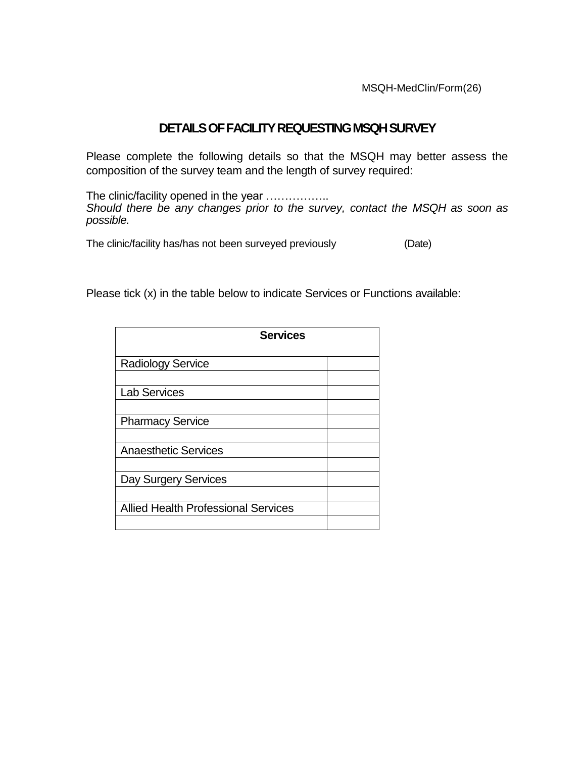MSQH-MedClin/Form(26)

## DETAILS OF FACILITY REQUESTING MSQH SURVEY

Please complete the following details so that the MSQH may better assess the composition of the survey team and the length of survey required:

The clinic/facility opened in the year ……………..
*Should there be any changes prior to the survey, contact the MSQH as soon as possible.*

The clinic/facility has/has not been surveyed previously (Date)

Please tick (x) in the table below to indicate Services or Functions available:

| Services | |
|---|---|
| Radiology Service | |
| | |
| Lab Services | |
| | |
| Pharmacy Service | |
| | |
| Anaesthetic Services | |
| | |
| Day Surgery Services | |
| | |
| Allied Health Professional Services | |
| | |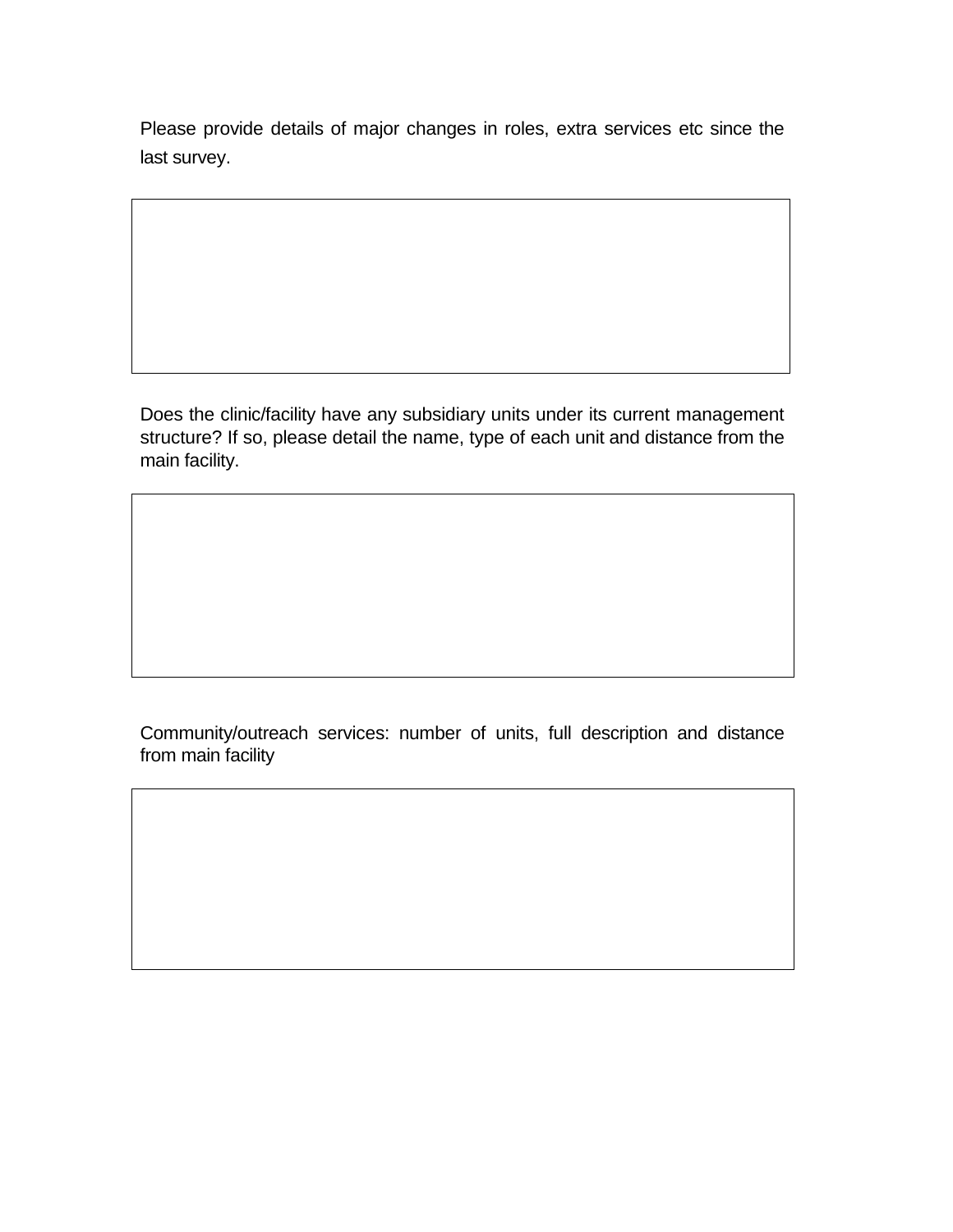Please provide details of major changes in roles, extra services etc since the last survey.

| |
|---|
| |

Does the clinic/facility have any subsidiary units under its current management structure? If so, please detail the name, type of each unit and distance from the main facility.

| |
|---|
| |

Community/outreach services: number of units, full description and distance from main facility

| |
|---|
| |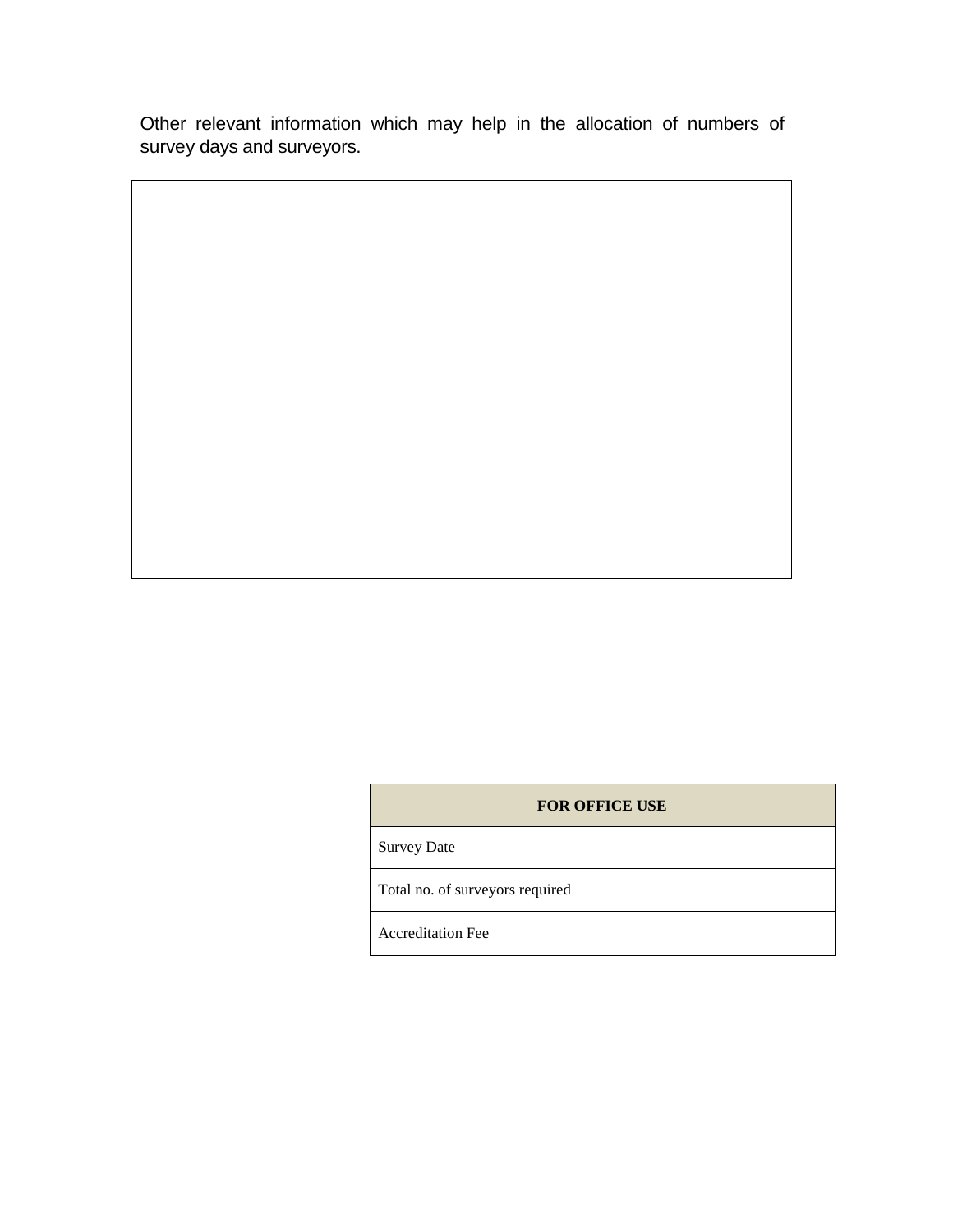Other relevant information which may help in the allocation of numbers of survey days and surveyors.

| FOR OFFICE USE | |
|---|---|
| Survey Date | |
| Total no. of surveyors required | |
| Accreditation Fee | |